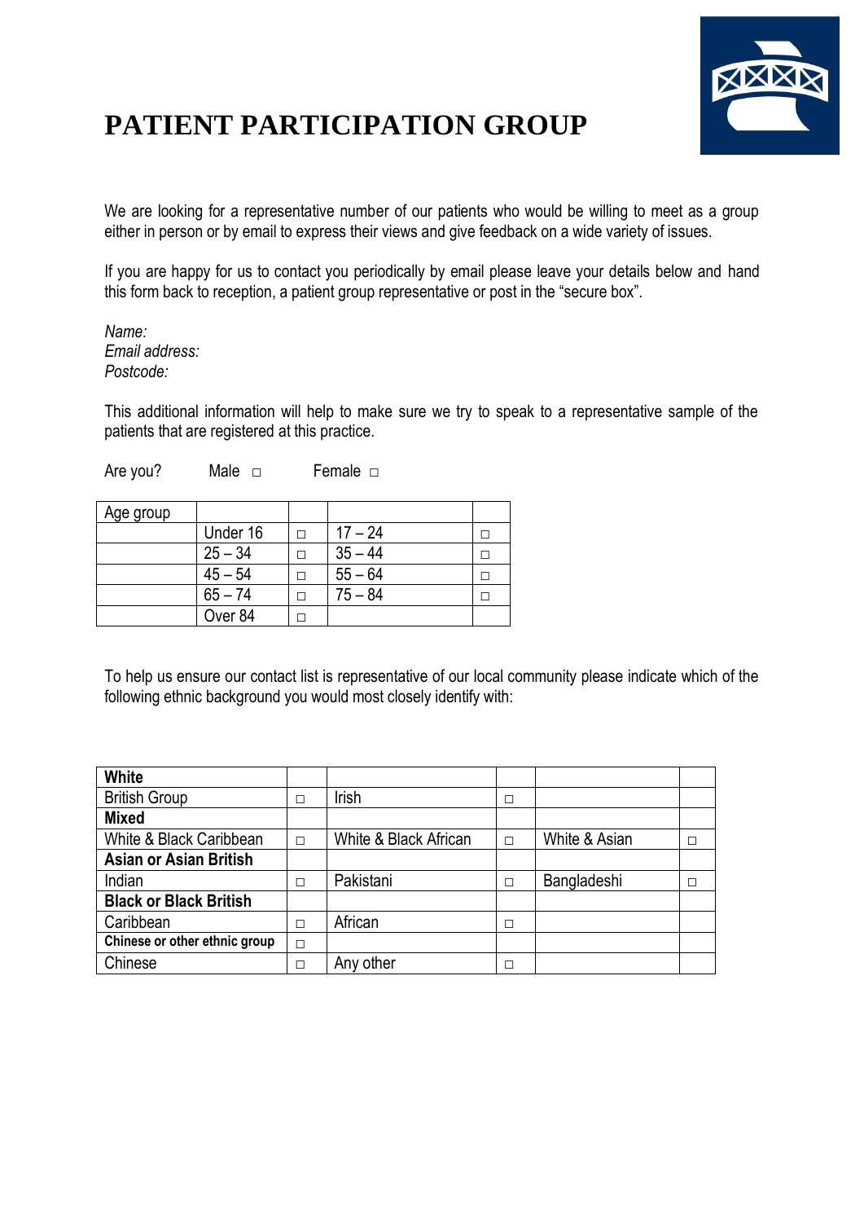# PATIENT PARTICIPATION GROUP

We are looking for a representative number of our patients who would be willing to meet as a group either in person or by email to express their views and give feedback on a wide variety of issues.

If you are happy for us to contact you periodically by email please leave your details below and hand this form back to reception, a patient group representative or post in the "secure box".

*Name:*
*Email address:*
*Postcode:*

This additional information will help to make sure we try to speak to a representative sample of the patients that are registered at this practice.

Are you? Male □ Female □

| Age group | | | | |
|---|---|---|---|---|
| | Under 16 | □ | 17 – 24 | □ |
| | 25 – 34 | □ | 35 – 44 | □ |
| | 45 – 54 | □ | 55 – 64 | □ |
| | 65 – 74 | □ | 75 – 84 | □ |
| | Over 84 | □ | | |

To help us ensure our contact list is representative of our local community please indicate which of the following ethnic background you would most closely identify with:

| **White** | | | | | |
|---|---|---|---|---|---|
| British Group | □ | Irish | □ | | |
| **Mixed** | | | | | |
| White & Black Caribbean | □ | White & Black African | □ | White & Asian | □ |
| **Asian or Asian British** | | | | | |
| Indian | □ | Pakistani | □ | Bangladeshi | □ |
| **Black or Black British** | | | | | |
| Caribbean | □ | African | □ | | |
| **Chinese or other ethnic group** | □ | | | | |
| Chinese | □ | Any other | □ | | |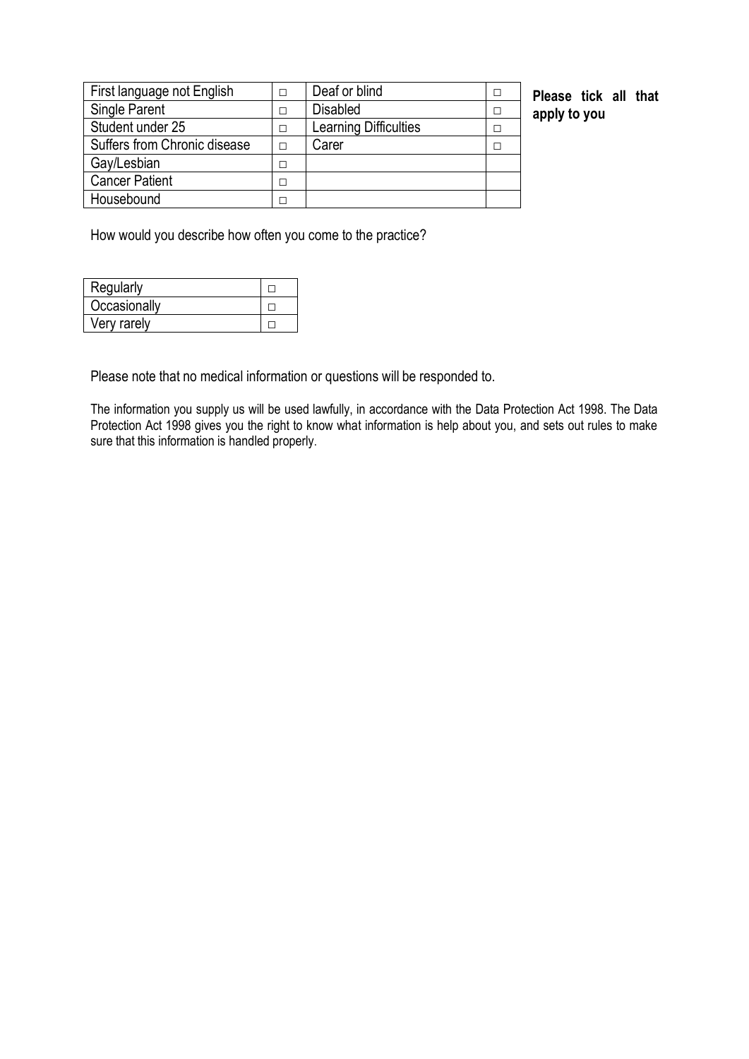| | | | |
|---|---|---|---|
| First language not English | □ | Deaf or blind | □ |
| Single Parent | □ | Disabled | □ |
| Student under 25 | □ | Learning Difficulties | □ |
| Suffers from Chronic disease | □ | Carer | □ |
| Gay/Lesbian | □ | | |
| Cancer Patient | □ | | |
| Housebound | □ | | |

**Please tick all that apply to you**

How would you describe how often you come to the practice?

| | |
|---|---|
| Regularly | □ |
| Occasionally | □ |
| Very rarely | □ |

Please note that no medical information or questions will be responded to.

The information you supply us will be used lawfully, in accordance with the Data Protection Act 1998. The Data Protection Act 1998 gives you the right to know what information is help about you, and sets out rules to make sure that this information is handled properly.